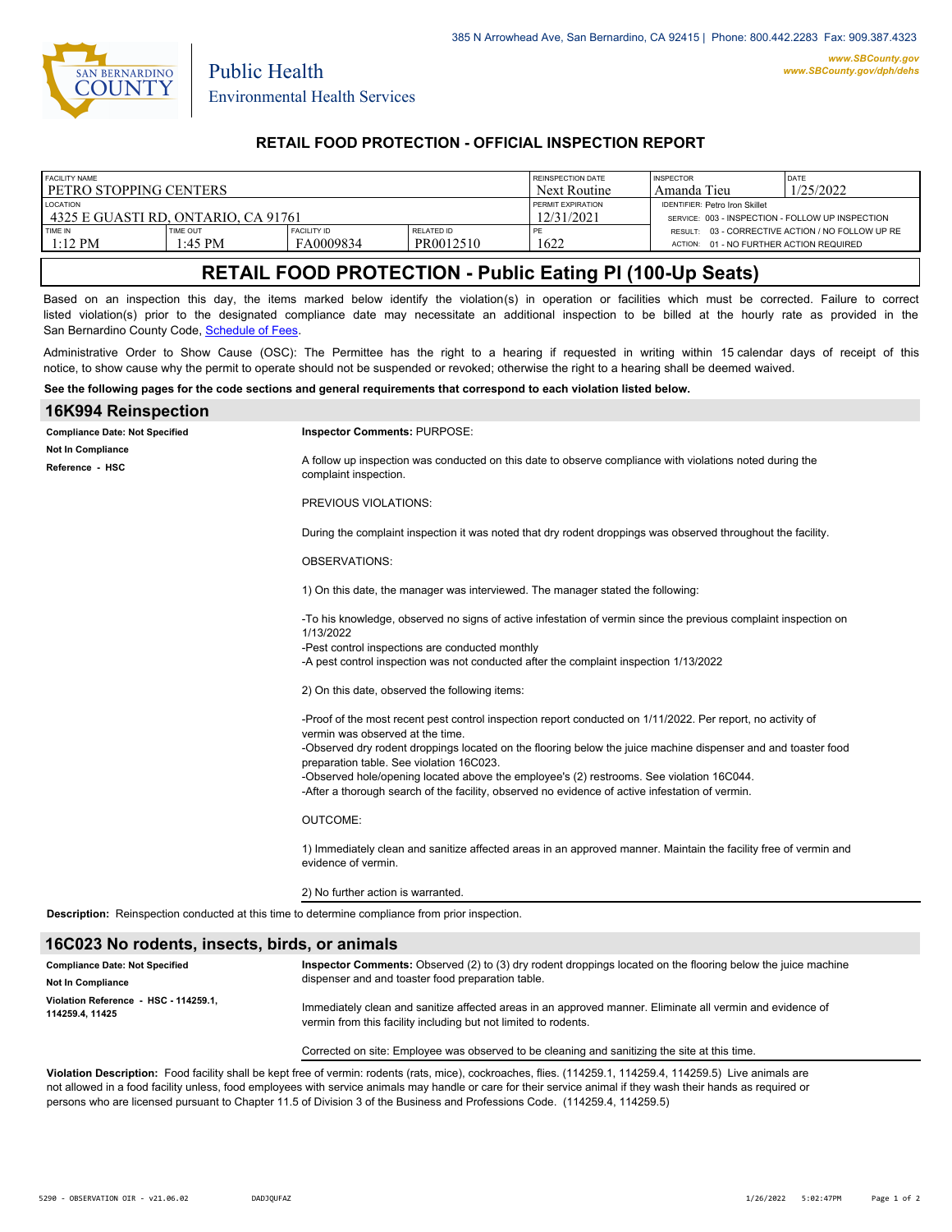385 N Arrowhead Ave, San Bernardino, CA 92415 | Phone: 800.442.2283 Fax: 909.387.4323

www.SBCounty.gov
www.SBCounty.gov/dph/dehs

San Bernardino County
Public Health
Environmental Health Services

## RETAIL FOOD PROTECTION - OFFICIAL INSPECTION REPORT

| FACILITY NAME | | | | REINSPECTION DATE | INSPECTOR | DATE |
|---|---|---|---|---|---|---|
| PETRO STOPPING CENTERS | | | | Next Routine | Amanda Tieu | 1/25/2022 |
| LOCATION | | | | PERMIT EXPIRATION | IDENTIFIER: Petro Iron Skillet | |
| 4325 E GUASTI RD, ONTARIO, CA 91761 | | | | 12/31/2021 | SERVICE: 003 - INSPECTION - FOLLOW UP INSPECTION | |
| TIME IN | TIME OUT | FACILITY ID | RELATED ID | PE | RESULT: 03 - CORRECTIVE ACTION / NO FOLLOW UP RE | |
| 1:12 PM | 1:45 PM | FA0009834 | PR0012510 | 1622 | ACTION: 01 - NO FURTHER ACTION REQUIRED | |

# RETAIL FOOD PROTECTION - Public Eating Pl (100-Up Seats)

Based on an inspection this day, the items marked below identify the violation(s) in operation or facilities which must be corrected. Failure to correct listed violation(s) prior to the designated compliance date may necessitate an additional inspection to be billed at the hourly rate as provided in the San Bernardino County Code, Schedule of Fees.

Administrative Order to Show Cause (OSC): The Permittee has the right to a hearing if requested in writing within 15 calendar days of receipt of this notice, to show cause why the permit to operate should not be suspended or revoked; otherwise the right to a hearing shall be deemed waived.

**See the following pages for the code sections and general requirements that correspond to each violation listed below.**

## 16K994 Reinspection

**Compliance Date: Not Specified**
**Not In Compliance**
**Reference - HSC**

**Inspector Comments:** PURPOSE:

A follow up inspection was conducted on this date to observe compliance with violations noted during the complaint inspection.

PREVIOUS VIOLATIONS:

During the complaint inspection it was noted that dry rodent droppings was observed throughout the facility.

OBSERVATIONS:

1) On this date, the manager was interviewed. The manager stated the following:

-To his knowledge, observed no signs of active infestation of vermin since the previous complaint inspection on 1/13/2022
-Pest control inspections are conducted monthly
-A pest control inspection was not conducted after the complaint inspection 1/13/2022

2) On this date, observed the following items:

-Proof of the most recent pest control inspection report conducted on 1/11/2022. Per report, no activity of vermin was observed at the time.
-Observed dry rodent droppings located on the flooring below the juice machine dispenser and and toaster food preparation table. See violation 16C023.
-Observed hole/opening located above the employee's (2) restrooms. See violation 16C044.
-After a thorough search of the facility, observed no evidence of active infestation of vermin.

OUTCOME:

1) Immediately clean and sanitize affected areas in an approved manner. Maintain the facility free of vermin and evidence of vermin.

2) No further action is warranted.

**Description:** Reinspection conducted at this time to determine compliance from prior inspection.

## 16C023 No rodents, insects, birds, or animals

**Compliance Date: Not Specified**
**Not In Compliance**
**Violation Reference - HSC - 114259.1, 114259.4, 11425**

**Inspector Comments:** Observed (2) to (3) dry rodent droppings located on the flooring below the juice machine dispenser and and toaster food preparation table.

Immediately clean and sanitize affected areas in an approved manner. Eliminate all vermin and evidence of vermin from this facility including but not limited to rodents.

Corrected on site: Employee was observed to be cleaning and sanitizing the site at this time.

**Violation Description:** Food facility shall be kept free of vermin: rodents (rats, mice), cockroaches, flies. (114259.1, 114259.4, 114259.5) Live animals are not allowed in a food facility unless, food employees with service animals may handle or care for their service animal if they wash their hands as required or persons who are licensed pursuant to Chapter 11.5 of Division 3 of the Business and Professions Code. (114259.4, 114259.5)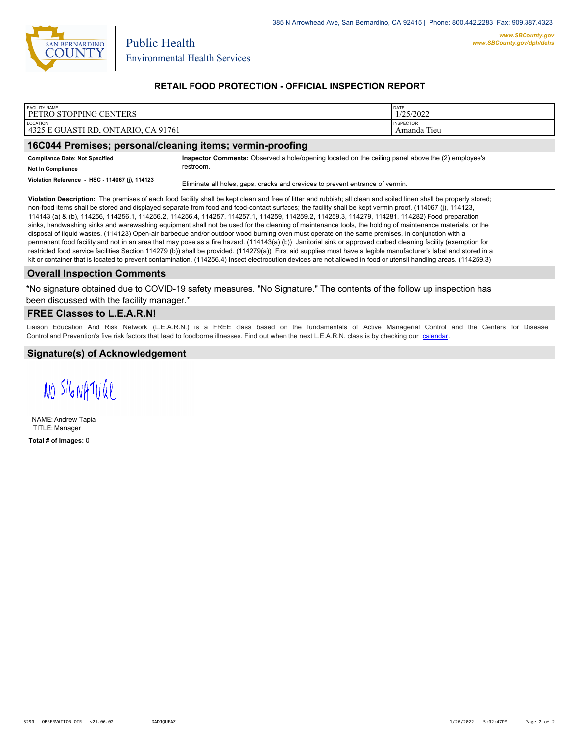385 N Arrowhead Ave, San Bernardino, CA 92415 | Phone: 800.442.2283 Fax: 909.387.4323

www.SBCounty.gov
www.SBCounty.gov/dph/dehs

SAN BERNARDINO COUNTY

Public Health
Environmental Health Services

# RETAIL FOOD PROTECTION - OFFICIAL INSPECTION REPORT

| FACILITY NAME | DATE |
|---|---|
| PETRO STOPPING CENTERS | 1/25/2022 |
| **LOCATION** | **INSPECTOR** |
| 4325 E GUASTI RD, ONTARIO, CA 91761 | Amanda Tieu |

## 16C044 Premises; personal/cleaning items; vermin-proofing

**Compliance Date: Not Specified**

**Not In Compliance**

**Violation Reference - HSC - 114067 (j), 114123**

**Inspector Comments:** Observed a hole/opening located on the ceiling panel above the (2) employee's restroom.

Eliminate all holes, gaps, cracks and crevices to prevent entrance of vermin.

**Violation Description:** The premises of each food facility shall be kept clean and free of litter and rubbish; all clean and soiled linen shall be properly stored; non-food items shall be stored and displayed separate from food and food-contact surfaces; the facility shall be kept vermin proof. (114067 (j), 114123, 114143 (a) & (b), 114256, 114256.1, 114256.2, 114256.4, 114257, 114257.1, 114259, 114259.2, 114259.3, 114279, 114281, 114282) Food preparation sinks, handwashing sinks and warewashing equipment shall not be used for the cleaning of maintenance tools, the holding of maintenance materials, or the disposal of liquid wastes. (114123) Open-air barbecue and/or outdoor wood burning oven must operate on the same premises, in conjunction with a permanent food facility and not in an area that may pose as a fire hazard. (114143(a) (b)) Janitorial sink or approved curbed cleaning facility (exemption for restricted food service facilities Section 114279 (b)) shall be provided. (114279(a)) First aid supplies must have a legible manufacturer's label and stored in a kit or container that is located to prevent contamination. (114256.4) Insect electrocution devices are not allowed in food or utensil handling areas. (114259.3)

## Overall Inspection Comments

*No signature obtained due to COVID-19 safety measures. "No Signature." The contents of the follow up inspection has been discussed with the facility manager.*

## FREE Classes to L.E.A.R.N!

Liaison Education And Risk Network (L.E.A.R.N.) is a FREE class based on the fundamentals of Active Managerial Control and the Centers for Disease Control and Prevention's five risk factors that lead to foodborne illnesses. Find out when the next L.E.A.R.N. class is by checking our calendar.

## Signature(s) of Acknowledgement

NO SIGNATURE

NAME: Andrew Tapia
TITLE: Manager

**Total # of Images:** 0

5290 - OBSERVATION OIR - v21.06.02    DADJQUFAZ    1/26/2022 5:02:47PM